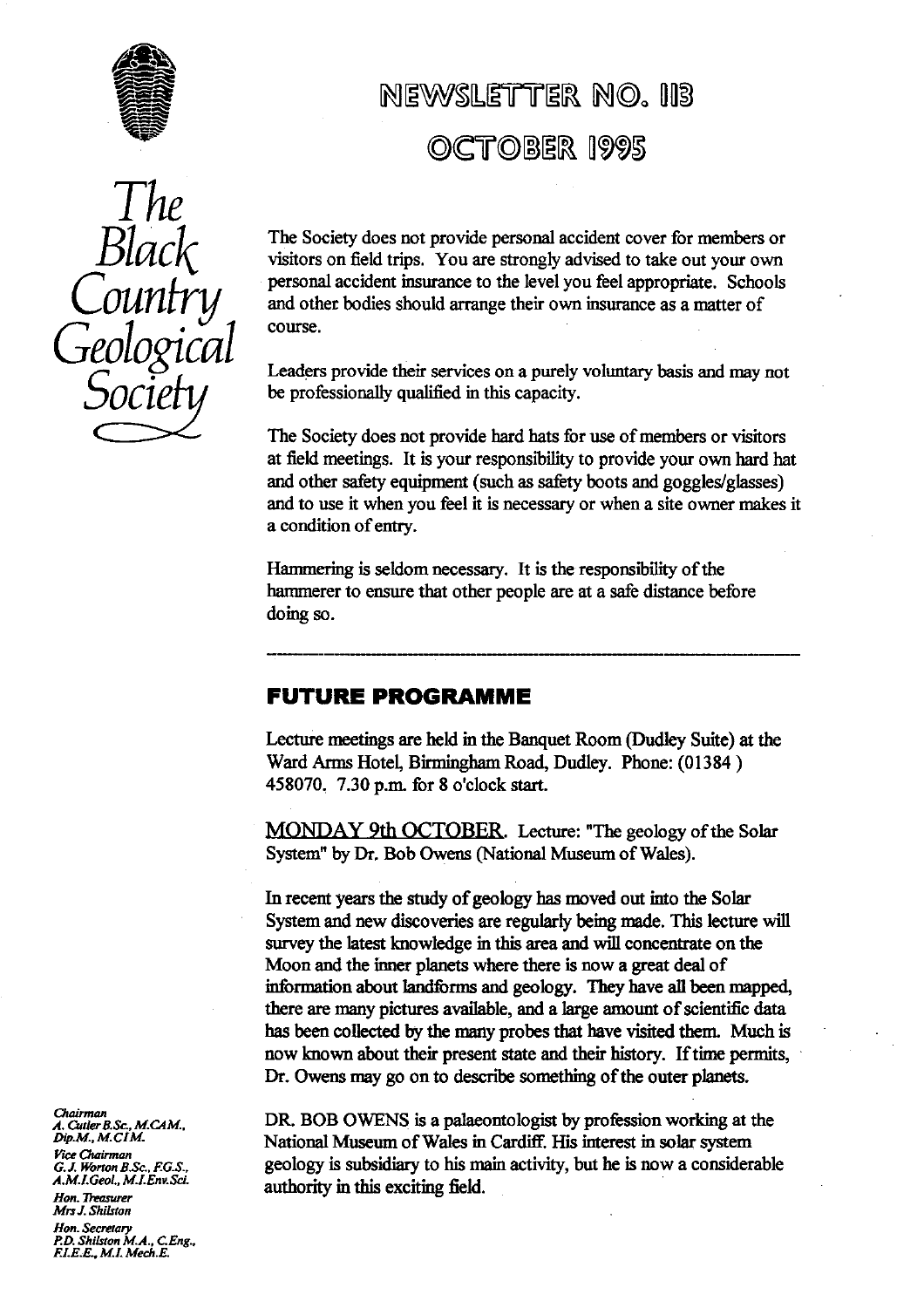# NEWSLETTER NO. 113

# OCTOBER 1995

*The Black Country Geological Society*

The Society does not provide personal accident cover for members or visitors on field trips. You are strongly advised to take out your own personal accident insurance to the level you feel appropriate. Schools and other bodies should arrange their own insurance as a matter of course.

Leaders provide their services on a purely voluntary basis and may not be professionally qualified in this capacity.

The Society does not provide hard hats for use of members or visitors at field meetings. It is your responsibility to provide your own hard hat and other safety equipment (such as safety boots and goggles/glasses) and to use it when you feel it is necessary or when a site owner makes it a condition of entry.

Hammering is seldom necessary. It is the responsibility of the hammerer to ensure that other people are at a safe distance before doing so.

---

## FUTURE PROGRAMME

Lecture meetings are held in the Banquet Room (Dudley Suite) at the Ward Arms Hotel, Birmingham Road, Dudley. Phone: (01384) 458070. 7.30 p.m. for 8 o'clock start.

MONDAY 9th OCTOBER. Lecture: "The geology of the Solar System" by Dr. Bob Owens (National Museum of Wales).

In recent years the study of geology has moved out into the Solar System and new discoveries are regularly being made. This lecture will survey the latest knowledge in this area and will concentrate on the Moon and the inner planets where there is now a great deal of information about landforms and geology. They have all been mapped, there are many pictures available, and a large amount of scientific data has been collected by the many probes that have visited them. Much is now known about their present state and their history. If time permits, Dr. Owens may go on to describe something of the outer planets.

DR. BOB OWENS is a palaeontologist by profession working at the National Museum of Wales in Cardiff. His interest in solar system geology is subsidiary to his main activity, but he is now a considerable authority in this exciting field.

*Chairman*
*A. Cutler B.Sc., M.CAM., Dip.M., M.CIM.*
*Vice Chairman*
*G.J. Worton B.Sc., F.G.S., A.M.I.Geol., M.I.Env.Sci.*
*Hon. Treasurer*
*Mrs J. Shilston*
*Hon. Secretary*
*P.D. Shilston M.A., C.Eng., F.I.E.E., M.I. Mech.E.*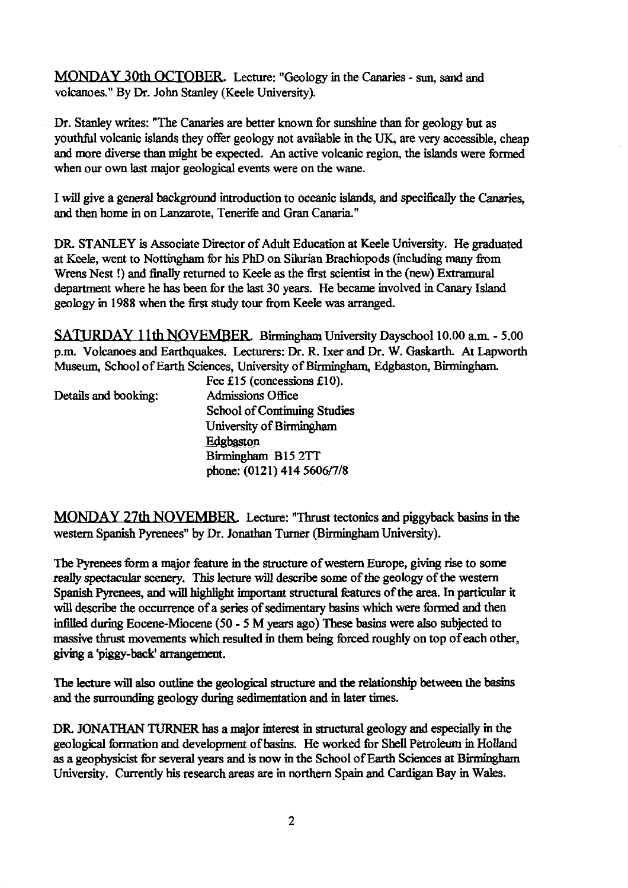MONDAY 30th OCTOBER. Lecture: "Geology in the Canaries - sun, sand and volcanoes." By Dr. John Stanley (Keele University).

Dr. Stanley writes: "The Canaries are better known for sunshine than for geology but as youthful volcanic islands they offer geology not available in the UK, are very accessible, cheap and more diverse than might be expected. An active volcanic region, the islands were formed when our own last major geological events were on the wane.

I will give a general background introduction to oceanic islands, and specifically the Canaries, and then home in on Lanzarote, Tenerife and Gran Canaria."

DR. STANLEY is Associate Director of Adult Education at Keele University. He graduated at Keele, went to Nottingham for his PhD on Silurian Brachiopods (including many from Wrens Nest !) and finally returned to Keele as the first scientist in the (new) Extramural department where he has been for the last 30 years. He became involved in Canary Island geology in 1988 when the first study tour from Keele was arranged.

SATURDAY 11th NOVEMBER. Birmingham University Dayschool 10.00 a.m. - 5.00 p.m. Volcanoes and Earthquakes. Lecturers: Dr. R. Ixer and Dr. W. Gaskarth. At Lapworth Museum, School of Earth Sciences, University of Birmingham, Edgbaston, Birmingham.

Fee £15 (concessions £10).

Details and booking:

Admissions Office
School of Continuing Studies
University of Birmingham
Edgbaston
Birmingham B15 2TT
phone: (0121) 414 5606/7/8

MONDAY 27th NOVEMBER. Lecture: "Thrust tectonics and piggyback basins in the western Spanish Pyrenees" by Dr. Jonathan Turner (Birmingham University).

The Pyrenees form a major feature in the structure of western Europe, giving rise to some really spectacular scenery. This lecture will describe some of the geology of the western Spanish Pyrenees, and will highlight important structural features of the area. In particular it will describe the occurrence of a series of sedimentary basins which were formed and then infilled during Eocene-Miocene (50 - 5 M years ago) These basins were also subjected to massive thrust movements which resulted in them being forced roughly on top of each other, giving a 'piggy-back' arrangement.

The lecture will also outline the geological structure and the relationship between the basins and the surrounding geology during sedimentation and in later times.

DR. JONATHAN TURNER has a major interest in structural geology and especially in the geological formation and development of basins. He worked for Shell Petroleum in Holland as a geophysicist for several years and is now in the School of Earth Sciences at Birmingham University. Currently his research areas are in northern Spain and Cardigan Bay in Wales.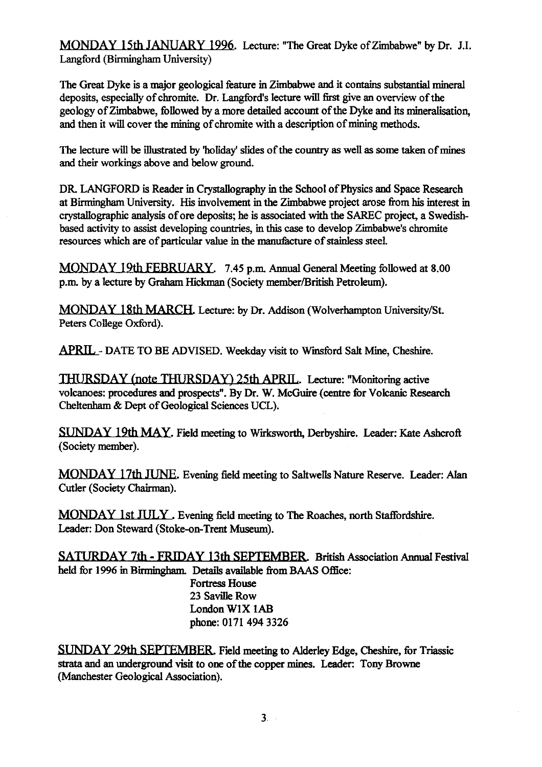MONDAY 15th JANUARY 1996. Lecture: "The Great Dyke of Zimbabwe" by Dr. J.I. Langford (Birmingham University)

The Great Dyke is a major geological feature in Zimbabwe and it contains substantial mineral deposits, especially of chromite. Dr. Langford's lecture will first give an overview of the geology of Zimbabwe, followed by a more detailed account of the Dyke and its mineralisation, and then it will cover the mining of chromite with a description of mining methods.

The lecture will be illustrated by 'holiday' slides of the country as well as some taken of mines and their workings above and below ground.

DR. LANGFORD is Reader in Crystallography in the School of Physics and Space Research at Birmingham University. His involvement in the Zimbabwe project arose from his interest in crystallographic analysis of ore deposits; he is associated with the SAREC project, a Swedish-based activity to assist developing countries, in this case to develop Zimbabwe's chromite resources which are of particular value in the manufacture of stainless steel.

MONDAY 19th FEBRUARY. 7.45 p.m. Annual General Meeting followed at 8.00 p.m. by a lecture by Graham Hickman (Society member/British Petroleum).

MONDAY 18th MARCH. Lecture: by Dr. Addison (Wolverhampton University/St. Peters College Oxford).

APRIL - DATE TO BE ADVISED. Weekday visit to Winsford Salt Mine, Cheshire.

THURSDAY (note THURSDAY) 25th APRIL. Lecture: "Monitoring active volcanoes: procedures and prospects". By Dr. W. McGuire (centre for Volcanic Research Cheltenham & Dept of Geological Sciences UCL).

SUNDAY 19th MAY. Field meeting to Wirksworth, Derbyshire. Leader: Kate Ashcroft (Society member).

MONDAY 17th JUNE. Evening field meeting to Saltwells Nature Reserve. Leader: Alan Cutler (Society Chairman).

MONDAY 1st JULY. Evening field meeting to The Roaches, north Staffordshire. Leader: Don Steward (Stoke-on-Trent Museum).

SATURDAY 7th - FRIDAY 13th SEPTEMBER. British Association Annual Festival held for 1996 in Birmingham. Details available from BAAS Office:

Fortress House
23 Saville Row
London W1X 1AB
phone: 0171 494 3326

SUNDAY 29th SEPTEMBER. Field meeting to Alderley Edge, Cheshire, for Triassic strata and an underground visit to one of the copper mines. Leader: Tony Browne (Manchester Geological Association).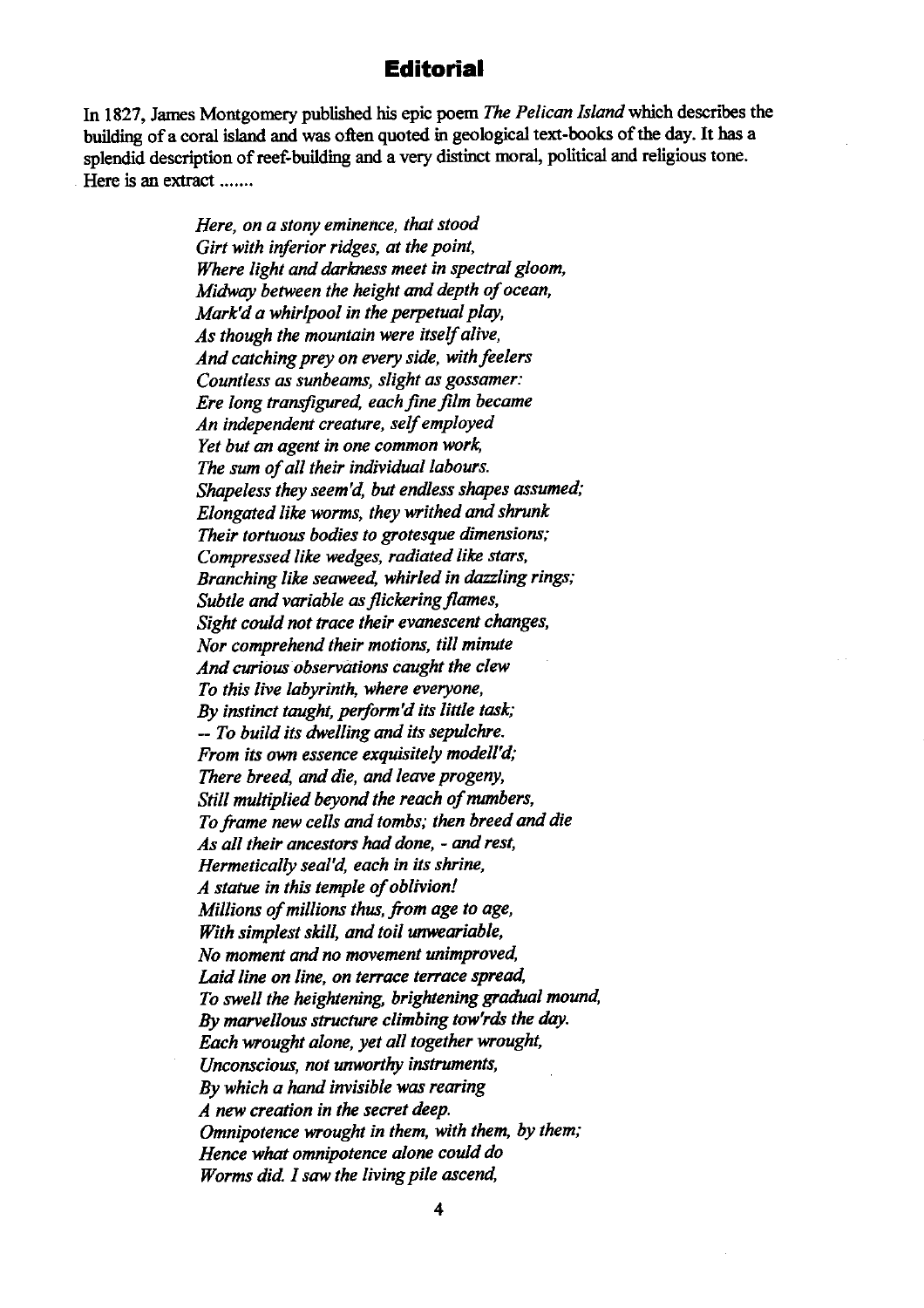## Editorial

In 1827, James Montgomery published his epic poem *The Pelican Island* which describes the building of a coral island and was often quoted in geological text-books of the day. It has a splendid description of reef-building and a very distinct moral, political and religious tone. Here is an extract .......

> *Here, on a stony eminence, that stood*
> *Girt with inferior ridges, at the point,*
> *Where light and darkness meet in spectral gloom,*
> *Midway between the height and depth of ocean,*
> *Mark'd a whirlpool in the perpetual play,*
> *As though the mountain were itself alive,*
> *And catching prey on every side, with feelers*
> *Countless as sunbeams, slight as gossamer:*
> *Ere long transfigured, each fine film became*
> *An independent creature, self employed*
> *Yet but an agent in one common work,*
> *The sum of all their individual labours.*
> *Shapeless they seem'd, but endless shapes assumed;*
> *Elongated like worms, they writhed and shrunk*
> *Their tortuous bodies to grotesque dimensions;*
> *Compressed like wedges, radiated like stars,*
> *Branching like seaweed, whirled in dazzling rings;*
> *Subtle and variable as flickering flames,*
> *Sight could not trace their evanescent changes,*
> *Nor comprehend their motions, till minute*
> *And curious observations caught the clew*
> *To this live labyrinth, where everyone,*
> *By instinct taught, perform'd its little task;*
> *-- To build its dwelling and its sepulchre.*
> *From its own essence exquisitely modell'd;*
> *There breed, and die, and leave progeny,*
> *Still multiplied beyond the reach of numbers,*
> *To frame new cells and tombs; then breed and die*
> *As all their ancestors had done, - and rest,*
> *Hermetically seal'd, each in its shrine,*
> *A statue in this temple of oblivion!*
> *Millions of millions thus, from age to age,*
> *With simplest skill, and toil unweariable,*
> *No moment and no movement unimproved,*
> *Laid line on line, on terrace terrace spread,*
> *To swell the heightening, brightening gradual mound,*
> *By marvellous structure climbing tow'rds the day.*
> *Each wrought alone, yet all together wrought,*
> *Unconscious, not unworthy instruments,*
> *By which a hand invisible was rearing*
> *A new creation in the secret deep.*
> *Omnipotence wrought in them, with them, by them;*
> *Hence what omnipotence alone could do*
> *Worms did. I saw the living pile ascend,*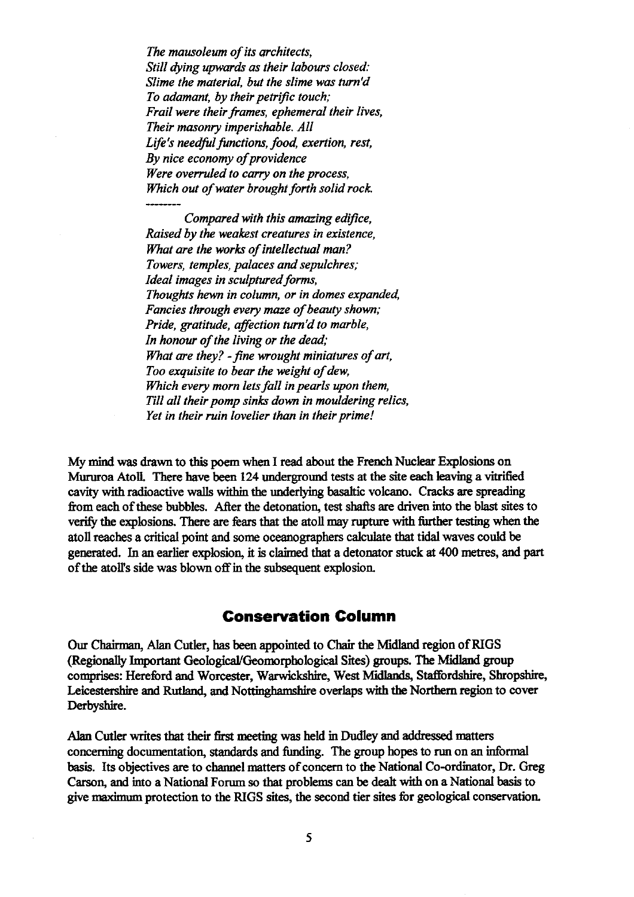*The mausoleum of its architects,*
*Still dying upwards as their labours closed:*
*Slime the material, but the slime was turn'd*
*To adamant, by their petrific touch;*
*Frail were their frames, ephemeral their lives,*
*Their masonry imperishable. All*
*Life's needful functions, food, exertion, rest,*
*By nice economy of providence*
*Were overruled to carry on the process,*
*Which out of water brought forth solid rock.*

---------

*Compared with this amazing edifice,*
*Raised by the weakest creatures in existence,*
*What are the works of intellectual man?*
*Towers, temples, palaces and sepulchres;*
*Ideal images in sculptured forms,*
*Thoughts hewn in column, or in domes expanded,*
*Fancies through every maze of beauty shown;*
*Pride, gratitude, affection turn'd to marble,*
*In honour of the living or the dead;*
*What are they? - fine wrought miniatures of art,*
*Too exquisite to bear the weight of dew,*
*Which every morn lets fall in pearls upon them,*
*Till all their pomp sinks down in mouldering relics,*
*Yet in their ruin lovelier than in their prime!*

My mind was drawn to this poem when I read about the French Nuclear Explosions on Mururoa Atoll. There have been 124 underground tests at the site each leaving a vitrified cavity with radioactive walls within the underlying basaltic volcano. Cracks are spreading from each of these bubbles. After the detonation, test shafts are driven into the blast sites to verify the explosions. There are fears that the atoll may rupture with further testing when the atoll reaches a critical point and some oceanographers calculate that tidal waves could be generated. In an earlier explosion, it is claimed that a detonator stuck at 400 metres, and part of the atoll's side was blown off in the subsequent explosion.

## Conservation Column

Our Chairman, Alan Cutler, has been appointed to Chair the Midland region of RIGS (Regionally Important Geological/Geomorphological Sites) groups. The Midland group comprises: Hereford and Worcester, Warwickshire, West Midlands, Staffordshire, Shropshire, Leicestershire and Rutland, and Nottinghamshire overlaps with the Northern region to cover Derbyshire.

Alan Cutler writes that their first meeting was held in Dudley and addressed matters concerning documentation, standards and funding. The group hopes to run on an informal basis. Its objectives are to channel matters of concern to the National Co-ordinator, Dr. Greg Carson, and into a National Forum so that problems can be dealt with on a National basis to give maximum protection to the RIGS sites, the second tier sites for geological conservation.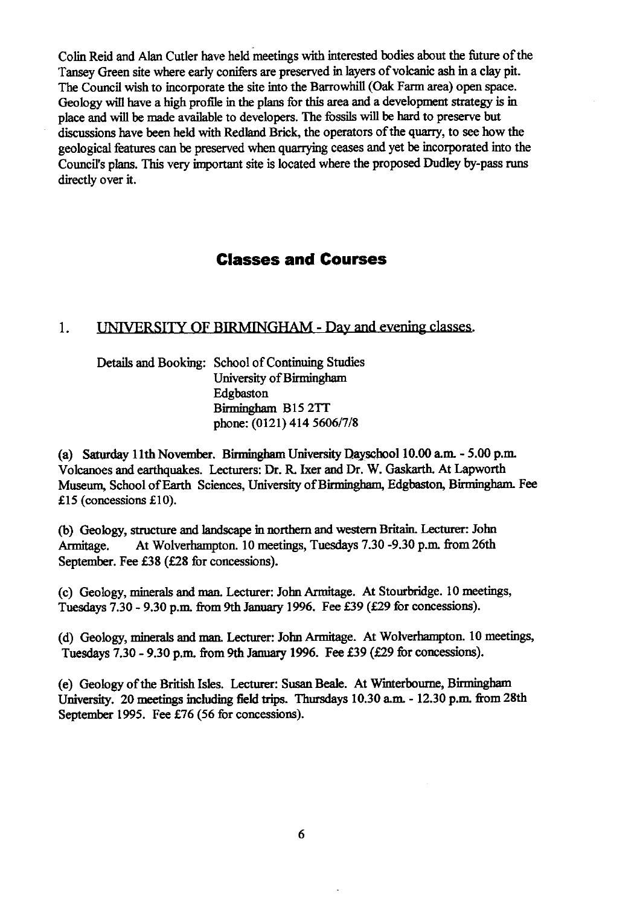Colin Reid and Alan Cutler have held meetings with interested bodies about the future of the Tansey Green site where early conifers are preserved in layers of volcanic ash in a clay pit. The Council wish to incorporate the site into the Barrowhill (Oak Farm area) open space. Geology will have a high profile in the plans for this area and a development strategy is in place and will be made available to developers. The fossils will be hard to preserve but discussions have been held with Redland Brick, the operators of the quarry, to see how the geological features can be preserved when quarrying ceases and yet be incorporated into the Council's plans. This very important site is located where the proposed Dudley by-pass runs directly over it.

## Classes and Courses

### 1. UNIVERSITY OF BIRMINGHAM - Day and evening classes.

Details and Booking: School of Continuing Studies
University of Birmingham
Edgbaston
Birmingham B15 2TT
phone: (0121) 414 5606/7/8

(a) **Saturday 11th November. Birmingham University Dayschool 10.00 a.m. - 5.00 p.m.** Volcanoes and earthquakes. Lecturers: Dr. R. Ixer and Dr. W. Gaskarth. At Lapworth Museum, School of Earth Sciences, University of Birmingham, Edgbaston, Birmingham. Fee £15 (concessions £10).

(b) Geology, structure and landscape in northern and western Britain. Lecturer: John Armitage. At Wolverhampton. 10 meetings, Tuesdays 7.30 -9.30 p.m. from 26th September. Fee £38 (£28 for concessions).

(c) Geology, minerals and man. Lecturer: John Armitage. At Stourbridge. 10 meetings, Tuesdays 7.30 - 9.30 p.m. from 9th January 1996. Fee £39 (£29 for concessions).

(d) Geology, minerals and man. Lecturer: John Armitage. At Wolverhampton. 10 meetings, Tuesdays 7.30 - 9.30 p.m. from 9th January 1996. Fee £39 (£29 for concessions).

(e) Geology of the British Isles. Lecturer: Susan Beale. At Winterbourne, Birmingham University. 20 meetings including field trips. Thursdays 10.30 a.m. - 12.30 p.m. from 28th September 1995. Fee £76 (56 for concessions).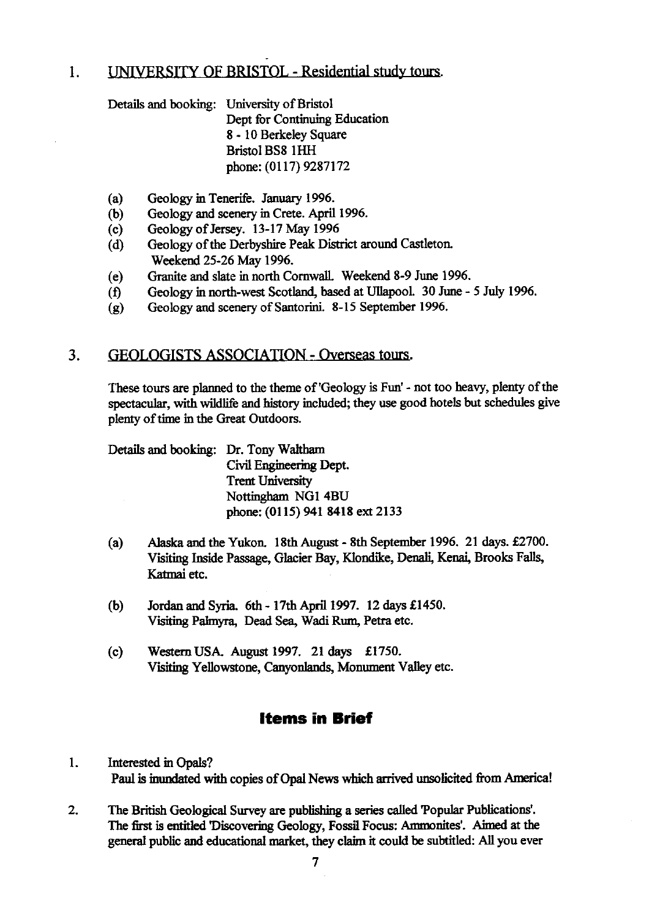## 1. UNIVERSITY OF BRISTOL - Residential study tours.

Details and booking: University of Bristol
Dept for Continuing Education
8 - 10 Berkeley Square
Bristol BS8 1HH
phone: (0117) 9287172

- (a) Geology in Tenerife. January 1996.
- (b) Geology and scenery in Crete. April 1996.
- (c) Geology of Jersey. 13-17 May 1996
- (d) Geology of the Derbyshire Peak District around Castleton. Weekend 25-26 May 1996.
- (e) Granite and slate in north Cornwall. Weekend 8-9 June 1996.
- (f) Geology in north-west Scotland, based at Ullapool. 30 June - 5 July 1996.
- (g) Geology and scenery of Santorini. 8-15 September 1996.

## 3. GEOLOGISTS ASSOCIATION - Overseas tours.

These tours are planned to the theme of 'Geology is Fun' - not too heavy, plenty of the spectacular, with wildlife and history included; they use good hotels but schedules give plenty of time in the Great Outdoors.

Details and booking: Dr. Tony Waltham
Civil Engineering Dept.
Trent University
Nottingham NG1 4BU
phone: (0115) 941 8418 ext 2133

- (a) Alaska and the Yukon. 18th August - 8th September 1996. 21 days. £2700. Visiting Inside Passage, Glacier Bay, Klondike, Denali, Kenai, Brooks Falls, Katmai etc.
- (b) Jordan and Syria. 6th - 17th April 1997. 12 days £1450. Visiting Palmyra, Dead Sea, Wadi Rum, Petra etc.
- (c) Western USA. August 1997. 21 days £1750. Visiting Yellowstone, Canyonlands, Monument Valley etc.

# Items in Brief

1. Interested in Opals?
   Paul is inundated with copies of Opal News which arrived unsolicited from America!

2. The British Geological Survey are publishing a series called 'Popular Publications'. The first is entitled 'Discovering Geology, Fossil Focus: Ammonites'. Aimed at the general public and educational market, they claim it could be subtitled: All you ever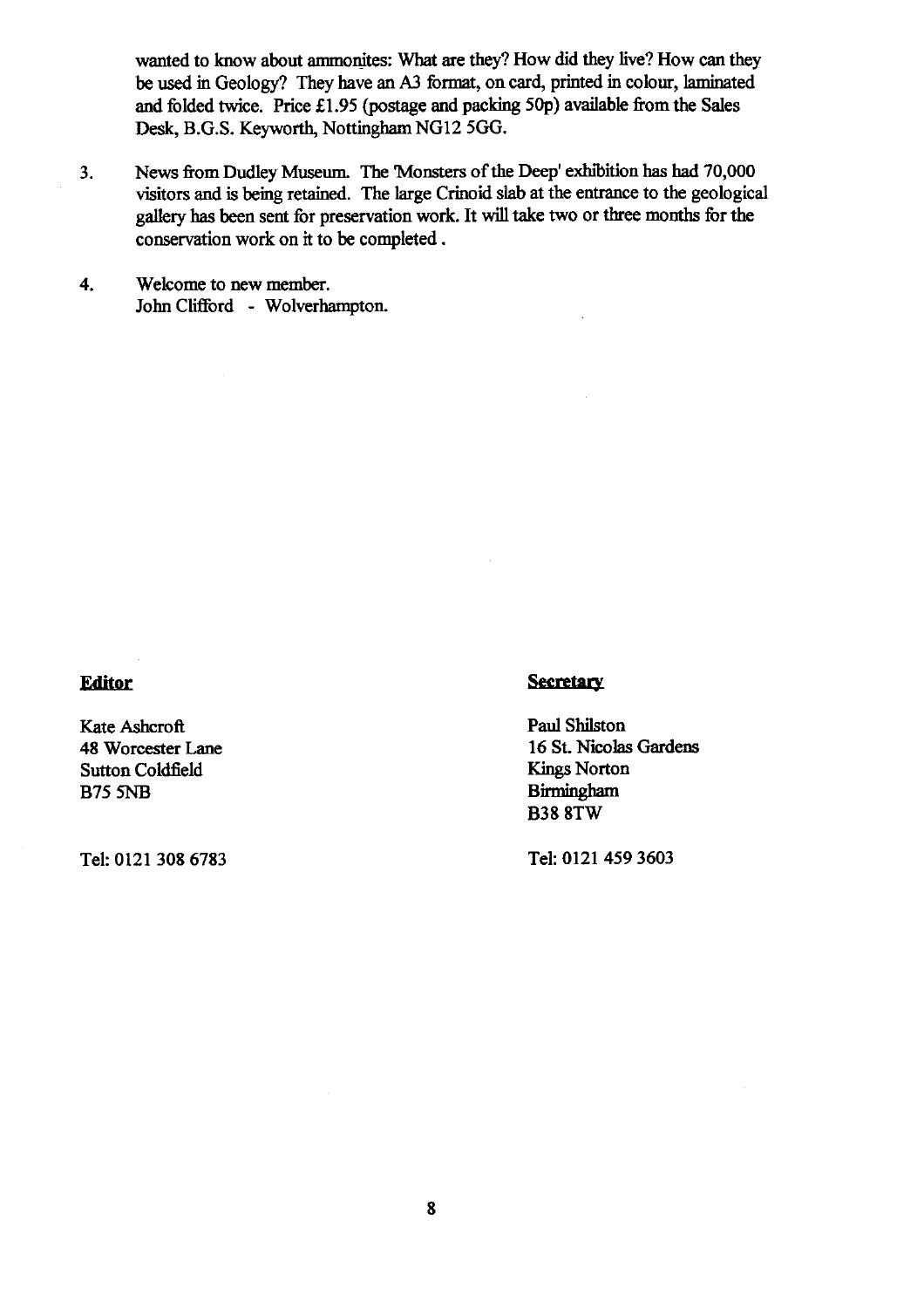wanted to know about ammonites: What are they? How did they live? How can they be used in Geology? They have an A3 format, on card, printed in colour, laminated and folded twice. Price £1.95 (postage and packing 50p) available from the Sales Desk, B.G.S. Keyworth, Nottingham NG12 5GG.

3. News from Dudley Museum. The 'Monsters of the Deep' exhibition has had 70,000 visitors and is being retained. The large Crinoid slab at the entrance to the geological gallery has been sent for preservation work. It will take two or three months for the conservation work on it to be completed .

4. Welcome to new member.
   John Clifford - Wolverhampton.

**Editor**

Kate Ashcroft
48 Worcester Lane
Sutton Coldfield
B75 5NB

Tel: 0121 308 6783

**Secretary**

Paul Shilston
16 St. Nicolas Gardens
Kings Norton
Birmingham
B38 8TW

Tel: 0121 459 3603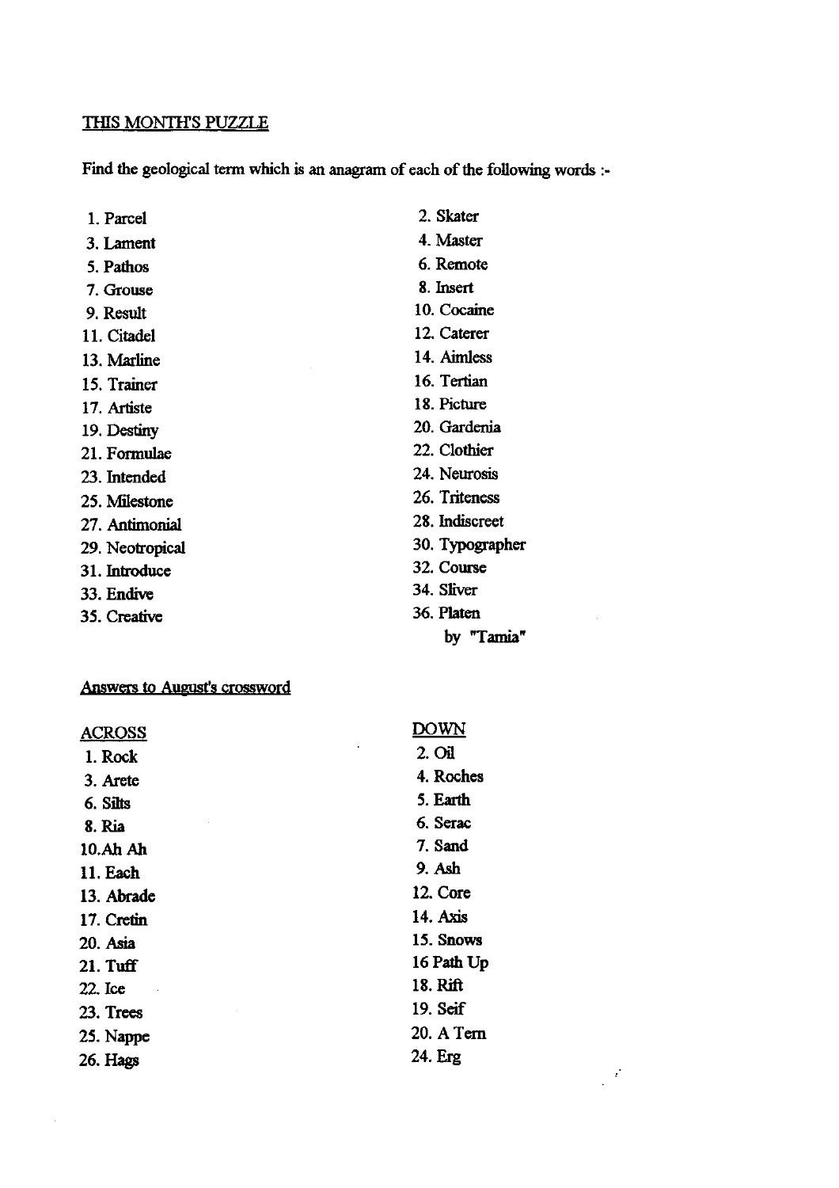## THIS MONTH'S PUZZLE

Find the geological term which is an anagram of each of the following words :-

1. Parcel
2. Skater
3. Lament
4. Master
5. Pathos
6. Remote
7. Grouse
8. Insert
9. Result
10. Cocaine
11. Citadel
12. Caterer
13. Marline
14. Aimless
15. Trainer
16. Tertian
17. Artiste
18. Picture
19. Destiny
20. Gardenia
21. Formulae
22. Clothier
23. Intended
24. Neurosis
25. Milestone
26. Triteness
27. Antimonial
28. Indiscreet
29. Neotropical
30. Typographer
31. Introduce
32. Course
33. Endive
34. Sliver
35. Creative
36. Platen

by "Tamia"

## Answers to August's crossword

**ACROSS**

1. Rock
3. Arete
6. Silts
8. Ria
10. Ah Ah
11. Each
13. Abrade
17. Cretin
20. Asia
21. Tuff
22. Ice
23. Trees
25. Nappe
26. Hags

**DOWN**

2. Oil
4. Roches
5. Earth
6. Serac
7. Sand
9. Ash
12. Core
14. Axis
15. Snows
16 Path Up
18. Rift
19. Seif
20. A Tern
24. Erg